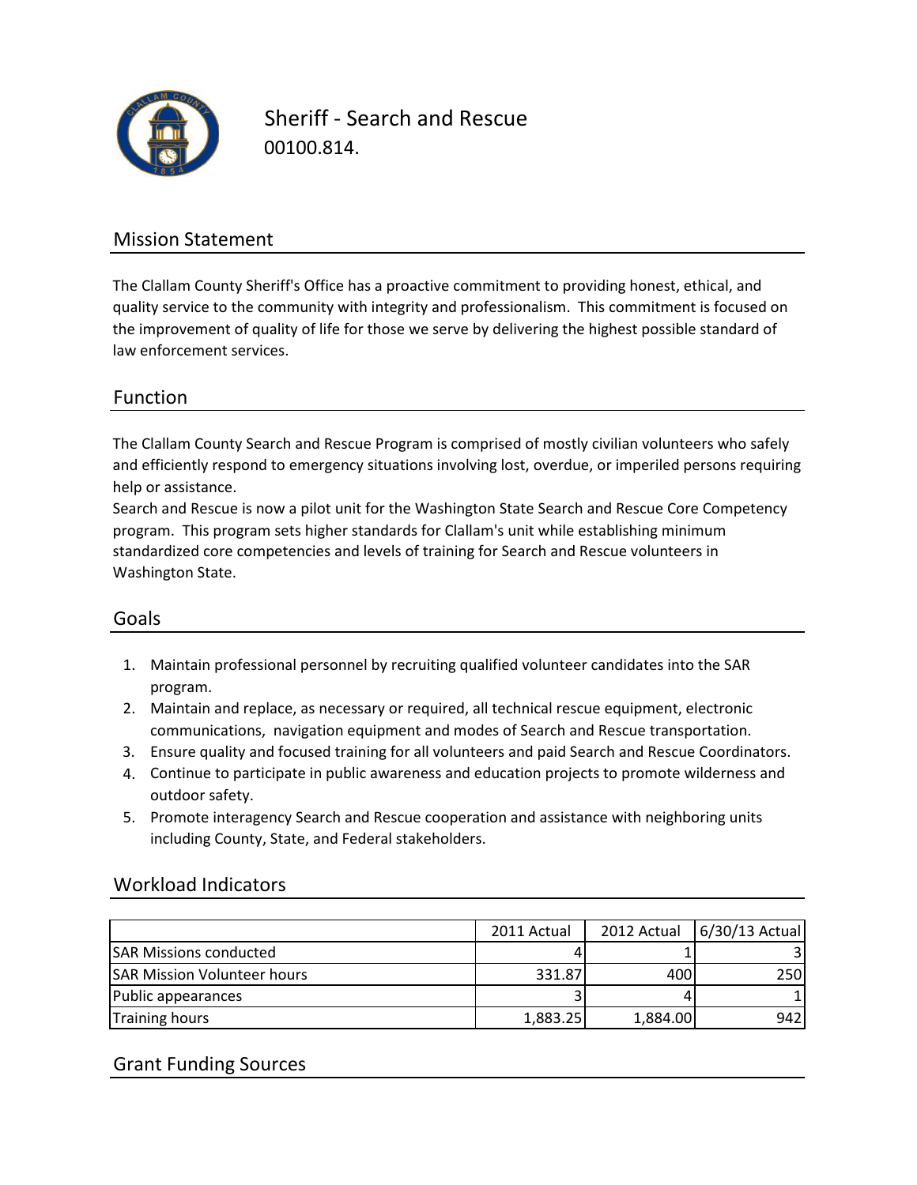# Sheriff - Search and Rescue

00100.814.

## Mission Statement

The Clallam County Sheriff's Office has a proactive commitment to providing honest, ethical, and quality service to the community with integrity and professionalism. This commitment is focused on the improvement of quality of life for those we serve by delivering the highest possible standard of law enforcement services.

## Function

The Clallam County Search and Rescue Program is comprised of mostly civilian volunteers who safely and efficiently respond to emergency situations involving lost, overdue, or imperiled persons requiring help or assistance.

Search and Rescue is now a pilot unit for the Washington State Search and Rescue Core Competency program. This program sets higher standards for Clallam's unit while establishing minimum standardized core competencies and levels of training for Search and Rescue volunteers in Washington State.

## Goals

1. Maintain professional personnel by recruiting qualified volunteer candidates into the SAR program.
2. Maintain and replace, as necessary or required, all technical rescue equipment, electronic communications, navigation equipment and modes of Search and Rescue transportation.
3. Ensure quality and focused training for all volunteers and paid Search and Rescue Coordinators.
4. Continue to participate in public awareness and education projects to promote wilderness and outdoor safety.
5. Promote interagency Search and Rescue cooperation and assistance with neighboring units including County, State, and Federal stakeholders.

## Workload Indicators

| | 2011 Actual | 2012 Actual | 6/30/13 Actual |
|---|---|---|---|
| SAR Missions conducted | 4 | 1 | 3 |
| SAR Mission Volunteer hours | 331.87 | 400 | 250 |
| Public appearances | 3 | 4 | 1 |
| Training hours | 1,883.25 | 1,884.00 | 942 |

## Grant Funding Sources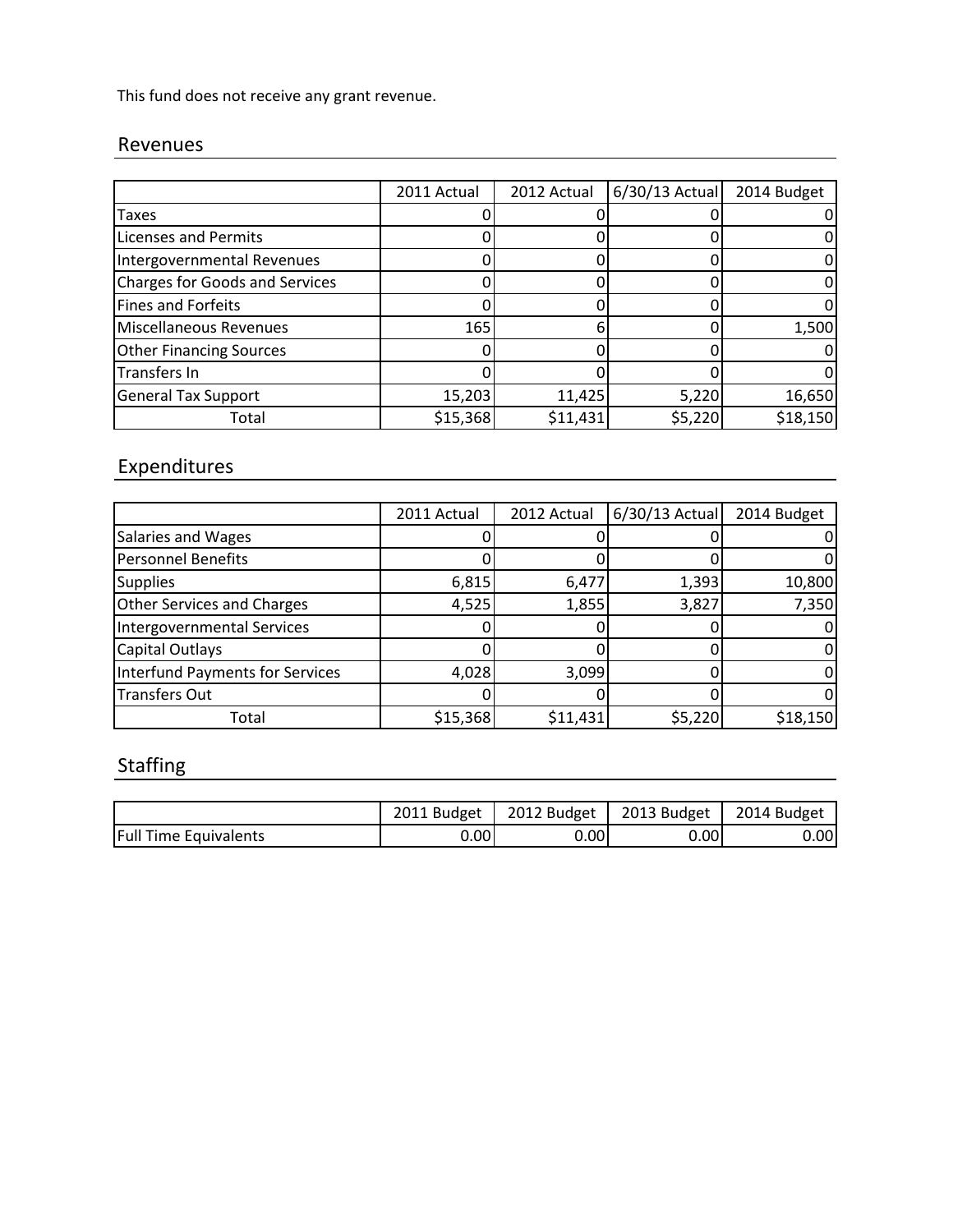This fund does not receive any grant revenue.

## Revenues

| | 2011 Actual | 2012 Actual | 6/30/13 Actual | 2014 Budget |
|---|---|---|---|---|
| Taxes | 0 | 0 | 0 | 0 |
| Licenses and Permits | 0 | 0 | 0 | 0 |
| Intergovernmental Revenues | 0 | 0 | 0 | 0 |
| Charges for Goods and Services | 0 | 0 | 0 | 0 |
| Fines and Forfeits | 0 | 0 | 0 | 0 |
| Miscellaneous Revenues | 165 | 6 | 0 | 1,500 |
| Other Financing Sources | 0 | 0 | 0 | 0 |
| Transfers In | 0 | 0 | 0 | 0 |
| General Tax Support | 15,203 | 11,425 | 5,220 | 16,650 |
| Total | $15,368 | $11,431 | $5,220 | $18,150 |

## Expenditures

| | 2011 Actual | 2012 Actual | 6/30/13 Actual | 2014 Budget |
|---|---|---|---|---|
| Salaries and Wages | 0 | 0 | 0 | 0 |
| Personnel Benefits | 0 | 0 | 0 | 0 |
| Supplies | 6,815 | 6,477 | 1,393 | 10,800 |
| Other Services and Charges | 4,525 | 1,855 | 3,827 | 7,350 |
| Intergovernmental Services | 0 | 0 | 0 | 0 |
| Capital Outlays | 0 | 0 | 0 | 0 |
| Interfund Payments for Services | 4,028 | 3,099 | 0 | 0 |
| Transfers Out | 0 | 0 | 0 | 0 |
| Total | $15,368 | $11,431 | $5,220 | $18,150 |

## Staffing

| | 2011 Budget | 2012 Budget | 2013 Budget | 2014 Budget |
|---|---|---|---|---|
| Full Time Equivalents | 0.00 | 0.00 | 0.00 | 0.00 |